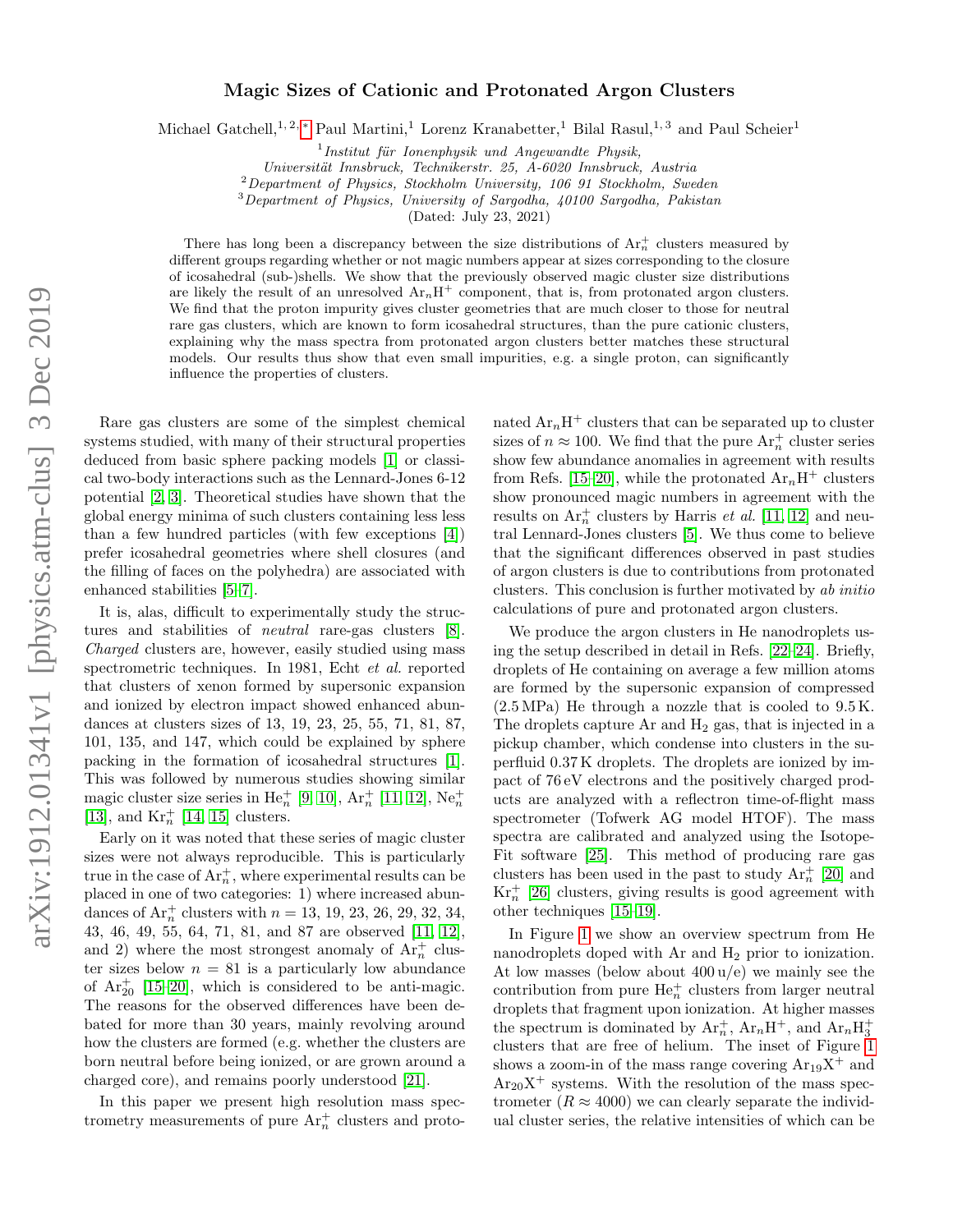# Magic Sizes of Cationic and Protonated Argon Clusters

Michael Gatchell,[1,2,*] Paul Martini,[1] Lorenz Kranabetter,[1] Bilal Rasul,[1,3] and Paul Scheier[1]

[1] *Institut für Ionenphysik und Angewandte Physik, Universität Innsbruck, Technikerstr. 25, A-6020 Innsbruck, Austria*
[2] *Department of Physics, Stockholm University, 106 91 Stockholm, Sweden*
[3] *Department of Physics, University of Sargodha, 40100 Sargodha, Pakistan*

(Dated: July 23, 2021)

There has long been a discrepancy between the size distributions of $Ar_n^+$ clusters measured by different groups regarding whether or not magic numbers appear at sizes corresponding to the closure of icosahedral (sub-)shells. We show that the previously observed magic cluster size distributions are likely the result of an unresolved $Ar_nH^+$ component, that is, from protonated argon clusters. We find that the proton impurity gives cluster geometries that are much closer to those for neutral rare gas clusters, which are known to form icosahedral structures, than the pure cationic clusters, explaining why the mass spectra from protonated argon clusters better matches these structural models. Our results thus show that even small impurities, e.g. a single proton, can significantly influence the properties of clusters.

Rare gas clusters are some of the simplest chemical systems studied, with many of their structural properties deduced from basic sphere packing models [1] or classical two-body interactions such as the Lennard-Jones 6-12 potential [2, 3]. Theoretical studies have shown that the global energy minima of such clusters containing less less than a few hundred particles (with few exceptions [4]) prefer icosahedral geometries where shell closures (and the filling of faces on the polyhedra) are associated with enhanced stabilities [5–7].

It is, alas, difficult to experimentally study the structures and stabilities of *neutral* rare-gas clusters [8]. *Charged* clusters are, however, easily studied using mass spectrometric techniques. In 1981, Echt *et al.* reported that clusters of xenon formed by supersonic expansion and ionized by electron impact showed enhanced abundances at clusters sizes of 13, 19, 23, 25, 55, 71, 81, 87, 101, 135, and 147, which could be explained by sphere packing in the formation of icosahedral structures [1]. This was followed by numerous studies showing similar magic cluster size series in $He_n^+$ [9, 10], $Ar_n^+$ [11, 12], $Ne_n^+$ [13], and $Kr_n^+$ [14, 15] clusters.

Early on it was noted that these series of magic cluster sizes were not always reproducible. This is particularly true in the case of $Ar_n^+$, where experimental results can be placed in one of two categories: 1) where increased abundances of $Ar_n^+$ clusters with $n$ = 13, 19, 23, 26, 29, 32, 34, 43, 46, 49, 55, 64, 71, 81, and 87 are observed [11, 12], and 2) where the most strongest anomaly of $Ar_n^+$ cluster sizes below $n = 81$ is a particularly low abundance of $Ar_{20}^+$ [15–20], which is considered to be anti-magic. The reasons for the observed differences have been debated for more than 30 years, mainly revolving around how the clusters are formed (e.g. whether the clusters are born neutral before being ionized, or are grown around a charged core), and remains poorly understood [21].

In this paper we present high resolution mass spectrometry measurements of pure $Ar_n^+$ clusters and protonated $Ar_nH^+$ clusters that can be separated up to cluster sizes of $n \approx 100$. We find that the pure $Ar_n^+$ cluster series show few abundance anomalies in agreement with results from Refs. [15–20], while the protonated $Ar_nH^+$ clusters show pronounced magic numbers in agreement with the results on $Ar_n^+$ clusters by Harris *et al.* [11, 12] and neutral Lennard-Jones clusters [5]. We thus come to believe that the significant differences observed in past studies of argon clusters is due to contributions from protonated clusters. This conclusion is further motivated by *ab initio* calculations of pure and protonated argon clusters.

We produce the argon clusters in He nanodroplets using the setup described in detail in Refs. [22–24]. Briefly, droplets of He containing on average a few million atoms are formed by the supersonic expansion of compressed (2.5 MPa) He through a nozzle that is cooled to 9.5 K. The droplets capture Ar and $H_2$ gas, that is injected in a pickup chamber, which condense into clusters in the superfluid 0.37 K droplets. The droplets are ionized by impact of 76 eV electrons and the positively charged products are analyzed with a reflectron time-of-flight mass spectrometer (Tofwerk AG model HTOF). The mass spectra are calibrated and analyzed using the Isotope-Fit software [25]. This method of producing rare gas clusters has been used in the past to study $Ar_n^+$ [20] and $Kr_n^+$ [26] clusters, giving results is good agreement with other techniques [15–19].

In Figure 1 we show an overview spectrum from He nanodroplets doped with Ar and $H_2$ prior to ionization. At low masses (below about 400 u/e) we mainly see the contribution from pure $He_n^+$ clusters from larger neutral droplets that fragment upon ionization. At higher masses the spectrum is dominated by $Ar_n^+$, $Ar_nH^+$, and $Ar_nH_3^+$ clusters that are free of helium. The inset of Figure 1 shows a zoom-in of the mass range covering $Ar_{19}X^+$ and $Ar_{20}X^+$ systems. With the resolution of the mass spectrometer ($R \approx 4000$) we can clearly separate the individual cluster series, the relative intensities of which can be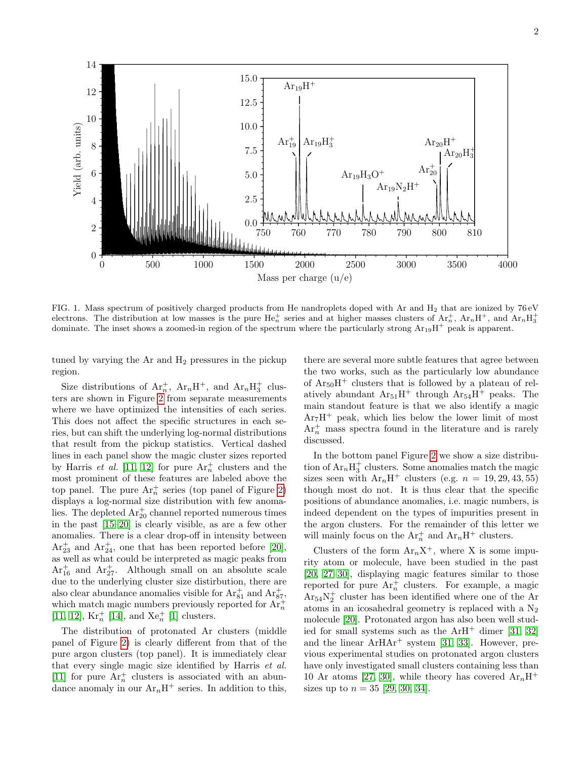FIG. 1. Mass spectrum of positively charged products from He nandroplets doped with Ar and $H_2$ that are ionized by 76 eV electrons. The distribution at low masses is the pure $He_n^+$ series and at higher masses clusters of $Ar_n^+$, $Ar_nH^+$, and $Ar_nH_3^+$ dominate. The inset shows a zoomed-in region of the spectrum where the particularly strong $Ar_{19}H^+$ peak is apparent.

tuned by varying the Ar and $H_2$ pressures in the pickup region.

Size distributions of $Ar_n^+$, $Ar_nH^+$, and $Ar_nH_3^+$ clusters are shown in Figure 2 from separate measurements where we have optimized the intensities of each series. This does not affect the specific structures in each series, but can shift the underlying log-normal distributions that result from the pickup statistics. Vertical dashed lines in each panel show the magic cluster sizes reported by Harris *et al.* [11, 12] for pure $Ar_n^+$ clusters and the most prominent of these features are labeled above the top panel. The pure $Ar_n^+$ series (top panel of Figure 2) displays a log-normal size distribution with few anomalies. The depleted $Ar_{20}^+$ channel reported numerous times in the past [15–20] is clearly visible, as are a few other anomalies. There is a clear drop-off in intensity between $Ar_{23}^+$ and $Ar_{24}^+$, one that has been reported before [20], as well as what could be interpreted as magic peaks from $Ar_{16}^+$ and $Ar_{27}^+$. Although small on an absolute scale due to the underlying cluster size distirbution, there are also clear abundance anomalies visible for $Ar_{81}^+$ and $Ar_{87}^+$, which match magic numbers previously reported for $Ar_n^+$ [11, 12], $Kr_n^+$ [14], and $Xe_n^+$ [1] clusters.

The distribution of protonated Ar clusters (middle panel of Figure 2) is clearly different from that of the pure argon clusters (top panel). It is immediately clear that every single magic size identified by Harris *et al.* [11] for pure $Ar_n^+$ clusters is associated with an abundance anomaly in our $Ar_nH^+$ series. In addition to this, there are several more subtle features that agree between the two works, such as the particularly low abundance of $Ar_{50}H^+$ clusters that is followed by a plateau of relatively abundant $Ar_{51}H^+$ through $Ar_{54}H^+$ peaks. The main standout feature is that we also identify a magic $Ar_7H^+$ peak, which lies below the lower limit of most $Ar_n^+$ mass spectra found in the literature and is rarely discussed.

In the bottom panel Figure 2 we show a size distribution of $Ar_nH_3^+$ clusters. Some anomalies match the magic sizes seen with $Ar_nH^+$ clusters (e.g. $n = 19, 29, 43, 55$) though most do not. It is thus clear that the specific positions of abundance anomalies, i.e. magic numbers, is indeed dependent on the types of impurities present in the argon clusters. For the remainder of this letter we will mainly focus on the $Ar_n^+$ and $Ar_nH^+$ clusters.

Clusters of the form $Ar_nX^+$, where X is some impurity atom or molecule, have been studied in the past [20, 27–30], displaying magic features similar to those reported for pure $Ar_n^+$ clusters. For example, a magic $Ar_{54}N_2^+$ cluster has been identified where one of the Ar atoms in an icosahedral geometry is replaced with a $N_2$ molecule [20]. Protonated argon has also been well studied for small systems such as the $ArH^+$ dimer [31, 32] and the linear $ArHAr^+$ system [31, 33]. However, previous experimental studies on protonated argon clusters have only investigated small clusters containing less than 10 Ar atoms [27, 30], while theory has covered $Ar_nH^+$ sizes up to $n = 35$ [29, 30, 34].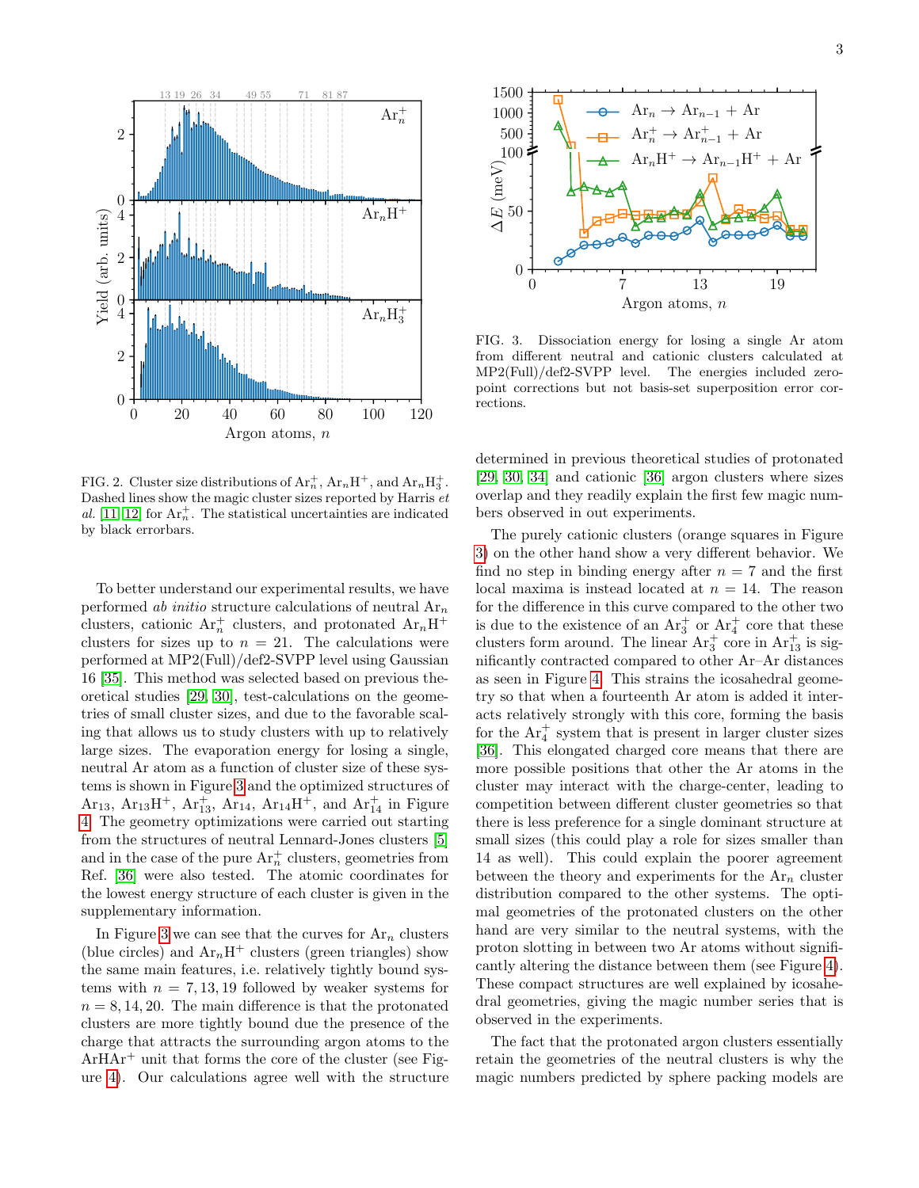FIG. 2. Cluster size distributions of $Ar_n^+$, $Ar_nH^+$, and $Ar_nH_3^+$. Dashed lines show the magic cluster sizes reported by Harris *et al.* [11, 12] for $Ar_n^+$. The statistical uncertainties are indicated by black errorbars.

To better understand our experimental results, we have performed *ab initio* structure calculations of neutral $Ar_n$ clusters, cationic $Ar_n^+$ clusters, and protonated $Ar_nH^+$ clusters for sizes up to $n = 21$. The calculations were performed at MP2(Full)/def2-SVPP level using Gaussian 16 [35]. This method was selected based on previous theoretical studies [29, 30], test-calculations on the geometries of small cluster sizes, and due to the favorable scaling that allows us to study clusters with up to relatively large sizes. The evaporation energy for losing a single, neutral Ar atom as a function of cluster size of these systems is shown in Figure 3 and the optimized structures of $Ar_{13}$, $Ar_{13}H^+$, $Ar_{13}^+$, $Ar_{14}$, $Ar_{14}H^+$, and $Ar_{14}^+$ in Figure 4. The geometry optimizations were carried out starting from the structures of neutral Lennard-Jones clusters [5] and in the case of the pure $Ar_n^+$ clusters, geometries from Ref. [36] were also tested. The atomic coordinates for the lowest energy structure of each cluster is given in the supplementary information.

In Figure 3 we can see that the curves for $Ar_n$ clusters (blue circles) and $Ar_nH^+$ clusters (green triangles) show the same main features, i.e. relatively tightly bound systems with $n = 7, 13, 19$ followed by weaker systems for $n = 8, 14, 20$. The main difference is that the protonated clusters are more tightly bound due the presence of the charge that attracts the surrounding argon atoms to the $ArHAr^+$ unit that forms the core of the cluster (see Figure 4). Our calculations agree well with the structure

FIG. 3. Dissociation energy for losing a single Ar atom from different neutral and cationic clusters calculated at MP2(Full)/def2-SVPP level. The energies included zero-point corrections but not basis-set superposition error corrections.

determined in previous theoretical studies of protonated [29, 30, 34] and cationic [36] argon clusters where sizes overlap and they readily explain the first few magic numbers observed in out experiments.

The purely cationic clusters (orange squares in Figure 3) on the other hand show a very different behavior. We find no step in binding energy after $n = 7$ and the first local maxima is instead located at $n = 14$. The reason for the difference in this curve compared to the other two is due to the existence of an $Ar_3^+$ or $Ar_4^+$ core that these clusters form around. The linear $Ar_3^+$ core in $Ar_{13}^+$ is significantly contracted compared to other Ar–Ar distances as seen in Figure 4. This strains the icosahedral geometry so that when a fourteenth Ar atom is added it interacts relatively strongly with this core, forming the basis for the $Ar_4^+$ system that is present in larger cluster sizes [36]. This elongated charged core means that there are more possible positions that other the Ar atoms in the cluster may interact with the charge-center, leading to competition between different cluster geometries so that there is less preference for a single dominant structure at small sizes (this could play a role for sizes smaller than 14 as well). This could explain the poorer agreement between the theory and experiments for the $Ar_n$ cluster distribution compared to the other systems. The optimal geometries of the protonated clusters on the other hand are very similar to the neutral systems, with the proton slotting in between two Ar atoms without significantly altering the distance between them (see Figure 4). These compact structures are well explained by icosahedral geometries, giving the magic number series that is observed in the experiments.

The fact that the protonated argon clusters essentially retain the geometries of the neutral clusters is why the magic numbers predicted by sphere packing models are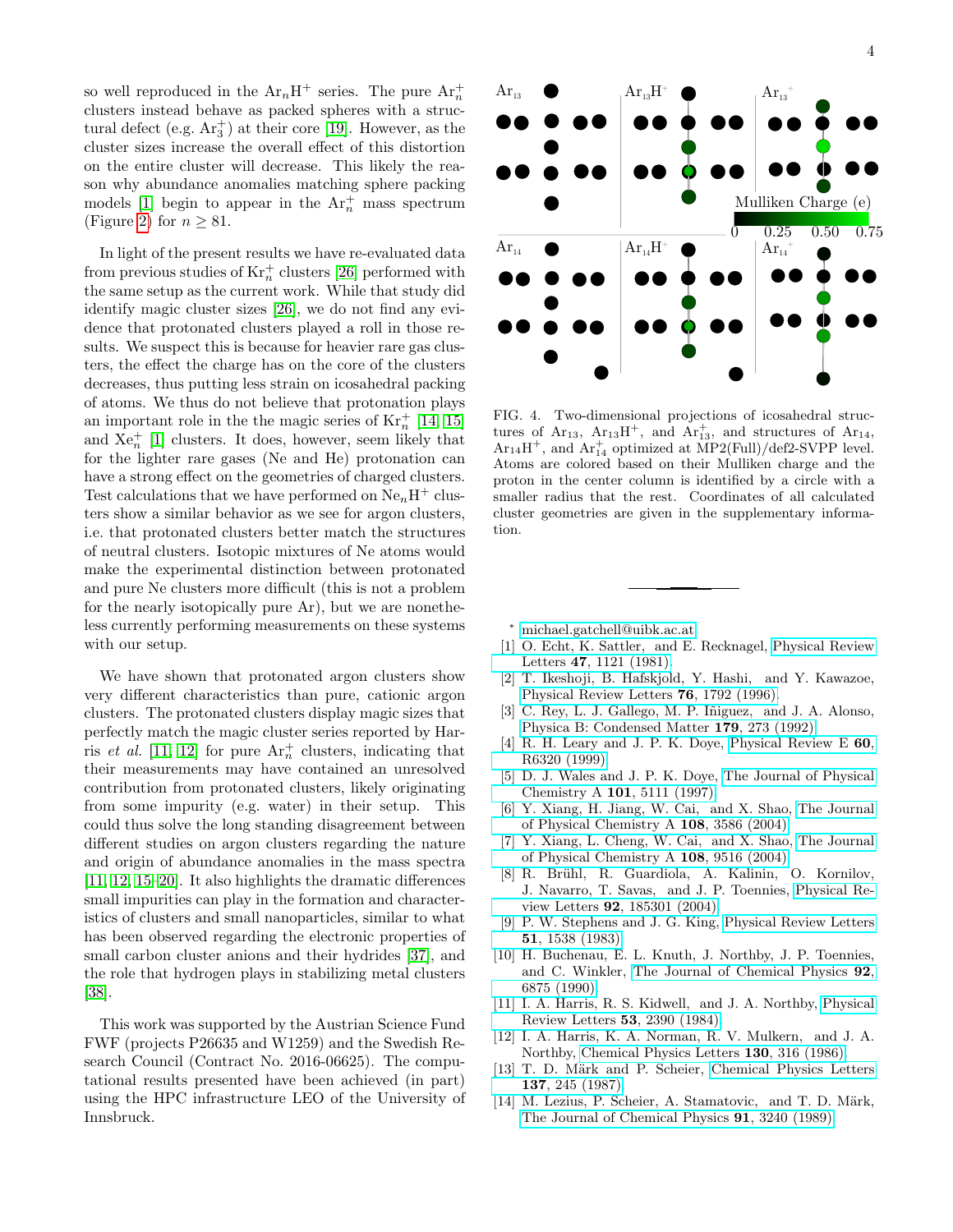so well reproduced in the $Ar_nH^+$ series. The pure $Ar_n^+$ clusters instead behave as packed spheres with a structural defect (e.g. $Ar_3^+$) at their core [19]. However, as the cluster sizes increase the overall effect of this distortion on the entire cluster will decrease. This likely the reason why abundance anomalies matching sphere packing models [1] begin to appear in the $Ar_n^+$ mass spectrum (Figure 2) for $n \geq 81$.

In light of the present results we have re-evaluated data from previous studies of $Kr_n^+$ clusters [26] performed with the same setup as the current work. While that study did identify magic cluster sizes [26], we do not find any evidence that protonated clusters played a roll in those results. We suspect this is because for heavier rare gas clusters, the effect the charge has on the core of the clusters decreases, thus putting less strain on icosahedral packing of atoms. We thus do not believe that protonation plays an important role in the the magic series of $Kr_n^+$ [14, 15] and $Xe_n^+$ [1] clusters. It does, however, seem likely that for the lighter rare gases (Ne and He) protonation can have a strong effect on the geometries of charged clusters. Test calculations that we have performed on $Ne_nH^+$ clusters show a similar behavior as we see for argon clusters, i.e. that protonated clusters better match the structures of neutral clusters. Isotopic mixtures of Ne atoms would make the experimental distinction between protonated and pure Ne clusters more difficult (this is not a problem for the nearly isotopically pure Ar), but we are nonetheless currently performing measurements on these systems with our setup.

We have shown that protonated argon clusters show very different characteristics than pure, cationic argon clusters. The protonated clusters display magic sizes that perfectly match the magic cluster series reported by Harris *et al.* [11, 12] for pure $Ar_n^+$ clusters, indicating that their measurements may have contained an unresolved contribution from protonated clusters, likely originating from some impurity (e.g. water) in their setup. This could thus solve the long standing disagreement between different studies on argon clusters regarding the nature and origin of abundance anomalies in the mass spectra [11, 12, 15–20]. It also highlights the dramatic differences small impurities can play in the formation and characteristics of clusters and small nanoparticles, similar to what has been observed regarding the electronic properties of small carbon cluster anions and their hydrides [37], and the role that hydrogen plays in stabilizing metal clusters [38].

This work was supported by the Austrian Science Fund FWF (projects P26635 and W1259) and the Swedish Research Council (Contract No. 2016-06625). The computational results presented have been achieved (in part) using the HPC infrastructure LEO of the University of Innsbruck.

FIG. 4. Two-dimensional projections of icosahedral structures of $Ar_{13}$, $Ar_{13}H^+$, and $Ar_{13}^+$, and structures of $Ar_{14}$, $Ar_{14}H^+$, and $Ar_{14}^+$ optimized at MP2(Full)/def2-SVPP level. Atoms are colored based on their Mulliken charge and the proton in the center column is identified by a circle with a smaller radius that the rest. Coordinates of all calculated cluster geometries are given in the supplementary information.

---

\* michael.gatchell@uibk.ac.at

[1] O. Echt, K. Sattler, and E. Recknagel, Physical Review Letters **47**, 1121 (1981).

[2] T. Ikeshoji, B. Hafskjold, Y. Hashi, and Y. Kawazoe, Physical Review Letters **76**, 1792 (1996).

[3] C. Rey, L. J. Gallego, M. P. Iñiguez, and J. A. Alonso, Physica B: Condensed Matter **179**, 273 (1992).

[4] R. H. Leary and J. P. K. Doye, Physical Review E **60**, R6320 (1999).

[5] D. J. Wales and J. P. K. Doye, The Journal of Physical Chemistry A **101**, 5111 (1997).

[6] Y. Xiang, H. Jiang, W. Cai, and X. Shao, The Journal of Physical Chemistry A **108**, 3586 (2004).

[7] Y. Xiang, L. Cheng, W. Cai, and X. Shao, The Journal of Physical Chemistry A **108**, 9516 (2004).

[8] R. Brühl, R. Guardiola, A. Kalinin, O. Kornilov, J. Navarro, T. Savas, and J. P. Toennies, Physical Review Letters **92**, 185301 (2004).

[9] P. W. Stephens and J. G. King, Physical Review Letters **51**, 1538 (1983).

[10] H. Buchenau, E. L. Knuth, J. Northby, J. P. Toennies, and C. Winkler, The Journal of Chemical Physics **92**, 6875 (1990).

[11] I. A. Harris, R. S. Kidwell, and J. A. Northby, Physical Review Letters **53**, 2390 (1984).

[12] I. A. Harris, K. A. Norman, R. V. Mulkern, and J. A. Northby, Chemical Physics Letters **130**, 316 (1986).

[13] T. D. Märk and P. Scheier, Chemical Physics Letters **137**, 245 (1987).

[14] M. Lezius, P. Scheier, A. Stamatovic, and T. D. Märk, The Journal of Chemical Physics **91**, 3240 (1989).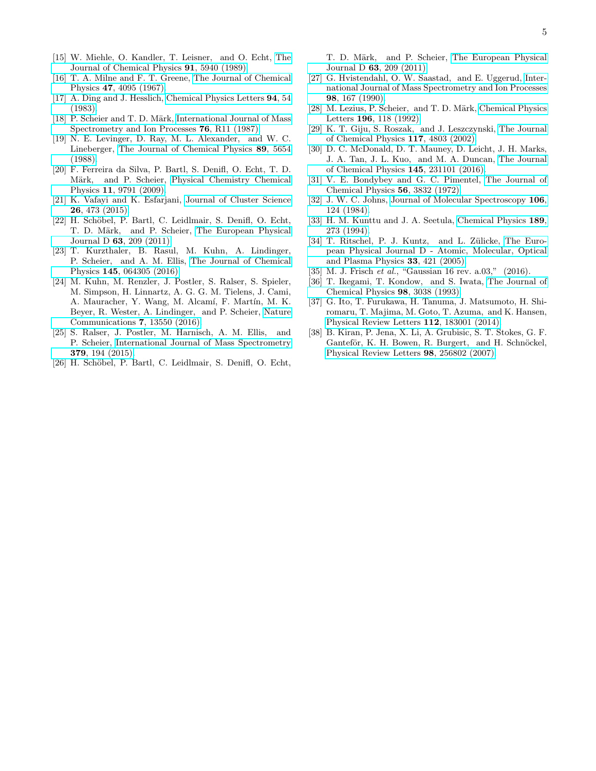[15] W. Miehle, O. Kandler, T. Leisner, and O. Echt, The Journal of Chemical Physics **91**, 5940 (1989).

[16] T. A. Milne and F. T. Greene, The Journal of Chemical Physics **47**, 4095 (1967).

[17] A. Ding and J. Hesslich, Chemical Physics Letters **94**, 54 (1983).

[18] P. Scheier and T. D. Märk, International Journal of Mass Spectrometry and Ion Processes **76**, R11 (1987).

[19] N. E. Levinger, D. Ray, M. L. Alexander, and W. C. Lineberger, The Journal of Chemical Physics **89**, 5654 (1988).

[20] F. Ferreira da Silva, P. Bartl, S. Denifl, O. Echt, T. D. Märk, and P. Scheier, Physical Chemistry Chemical Physics **11**, 9791 (2009).

[21] K. Vafayi and K. Esfarjani, Journal of Cluster Science **26**, 473 (2015).

[22] H. Schöbel, P. Bartl, C. Leidlmair, S. Denifl, O. Echt, T. D. Märk, and P. Scheier, The European Physical Journal D **63**, 209 (2011).

[23] T. Kurzthaler, B. Rasul, M. Kuhn, A. Lindinger, P. Scheier, and A. M. Ellis, The Journal of Chemical Physics **145**, 064305 (2016).

[24] M. Kuhn, M. Renzler, J. Postler, S. Ralser, S. Spieler, M. Simpson, H. Linnartz, A. G. G. M. Tielens, J. Cami, A. Mauracher, Y. Wang, M. Alcamí, F. Martín, M. K. Beyer, R. Wester, A. Lindinger, and P. Scheier, Nature Communications **7**, 13550 (2016).

[25] S. Ralser, J. Postler, M. Harnisch, A. M. Ellis, and P. Scheier, International Journal of Mass Spectrometry **379**, 194 (2015).

[26] H. Schöbel, P. Bartl, C. Leidlmair, S. Denifl, O. Echt, T. D. Märk, and P. Scheier, The European Physical Journal D **63**, 209 (2011).

[27] G. Hvistendahl, O. W. Saastad, and E. Uggerud, International Journal of Mass Spectrometry and Ion Processes **98**, 167 (1990).

[28] M. Lezius, P. Scheier, and T. D. Märk, Chemical Physics Letters **196**, 118 (1992).

[29] K. T. Giju, S. Roszak, and J. Leszczynski, The Journal of Chemical Physics **117**, 4803 (2002).

[30] D. C. McDonald, D. T. Mauney, D. Leicht, J. H. Marks, J. A. Tan, J. L. Kuo, and M. A. Duncan, The Journal of Chemical Physics **145**, 231101 (2016).

[31] V. E. Bondybey and G. C. Pimentel, The Journal of Chemical Physics **56**, 3832 (1972).

[32] J. W. C. Johns, Journal of Molecular Spectroscopy **106**, 124 (1984).

[33] H. M. Kunttu and J. A. Seetula, Chemical Physics **189**, 273 (1994).

[34] T. Ritschel, P. J. Kuntz, and L. Zülicke, The European Physical Journal D - Atomic, Molecular, Optical and Plasma Physics **33**, 421 (2005).

[35] M. J. Frisch *et al.*, "Gaussian 16 rev. a.03," (2016).

[36] T. Ikegami, T. Kondow, and S. Iwata, The Journal of Chemical Physics **98**, 3038 (1993).

[37] G. Ito, T. Furukawa, H. Tanuma, J. Matsumoto, H. Shiromaru, T. Majima, M. Goto, T. Azuma, and K. Hansen, Physical Review Letters **112**, 183001 (2014).

[38] B. Kiran, P. Jena, X. Li, A. Grubisic, S. T. Stokes, G. F. Ganteför, K. H. Bowen, R. Burgert, and H. Schnöckel, Physical Review Letters **98**, 256802 (2007).